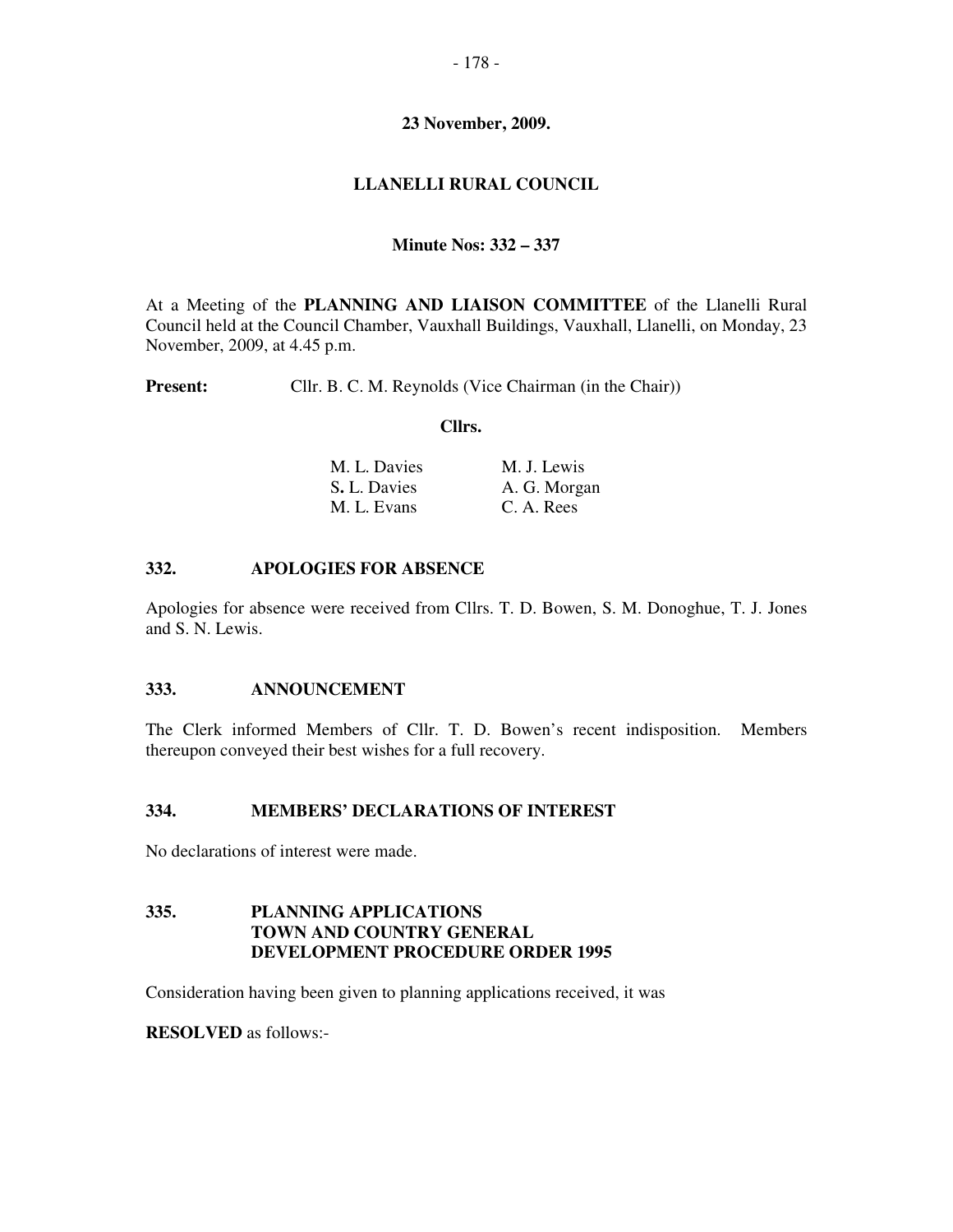**23 November, 2009.**

**LLANELLI RURAL COUNCIL**

**Minute Nos: 332 – 337**

At a Meeting of the **PLANNING AND LIAISON COMMITTEE** of the Llanelli Rural Council held at the Council Chamber, Vauxhall Buildings, Vauxhall, Llanelli, on Monday, 23 November, 2009, at 4.45 p.m.

**Present:** Cllr. B. C. M. Reynolds (Vice Chairman (in the Chair))

**Cllrs.**

| | |
|---|---|
| M. L. Davies | M. J. Lewis |
| S. L. Davies | A. G. Morgan |
| M. L. Evans | C. A. Rees |

### 332. APOLOGIES FOR ABSENCE

Apologies for absence were received from Cllrs. T. D. Bowen, S. M. Donoghue, T. J. Jones and S. N. Lewis.

### 333. ANNOUNCEMENT

The Clerk informed Members of Cllr. T. D. Bowen's recent indisposition. Members thereupon conveyed their best wishes for a full recovery.

### 334. MEMBERS' DECLARATIONS OF INTEREST

No declarations of interest were made.

### 335. PLANNING APPLICATIONS TOWN AND COUNTRY GENERAL DEVELOPMENT PROCEDURE ORDER 1995

Consideration having been given to planning applications received, it was

**RESOLVED** as follows:-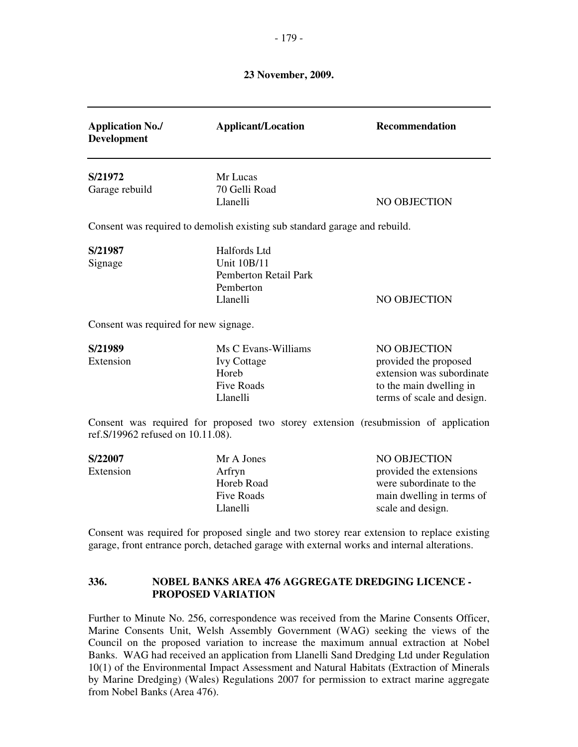**23 November, 2009.**

| Application No./ Development | Applicant/Location | Recommendation |
|---|---|---|
| **S/21972** Garage rebuild | Mr Lucas 70 Gelli Road Llanelli | NO OBJECTION |

Consent was required to demolish existing sub standard garage and rebuild.

| Application No./ Development | Applicant/Location | Recommendation |
|---|---|---|
| **S/21987** Signage | Halfords Ltd Unit 10B/11 Pemberton Retail Park Pemberton Llanelli | NO OBJECTION |

Consent was required for new signage.

| Application No./ Development | Applicant/Location | Recommendation |
|---|---|---|
| **S/21989** Extension | Ms C Evans-Williams Ivy Cottage Horeb Five Roads Llanelli | NO OBJECTION provided the proposed extension was subordinate to the main dwelling in terms of scale and design. |

Consent was required for proposed two storey extension (resubmission of application ref.S/19962 refused on 10.11.08).

| Application No./ Development | Applicant/Location | Recommendation |
|---|---|---|
| **S/22007** Extension | Mr A Jones Arfryn Horeb Road Five Roads Llanelli | NO OBJECTION provided the extensions were subordinate to the main dwelling in terms of scale and design. |

Consent was required for proposed single and two storey rear extension to replace existing garage, front entrance porch, detached garage with external works and internal alterations.

## 336. NOBEL BANKS AREA 476 AGGREGATE DREDGING LICENCE - PROPOSED VARIATION

Further to Minute No. 256, correspondence was received from the Marine Consents Officer, Marine Consents Unit, Welsh Assembly Government (WAG) seeking the views of the Council on the proposed variation to increase the maximum annual extraction at Nobel Banks. WAG had received an application from Llanelli Sand Dredging Ltd under Regulation 10(1) of the Environmental Impact Assessment and Natural Habitats (Extraction of Minerals by Marine Dredging) (Wales) Regulations 2007 for permission to extract marine aggregate from Nobel Banks (Area 476).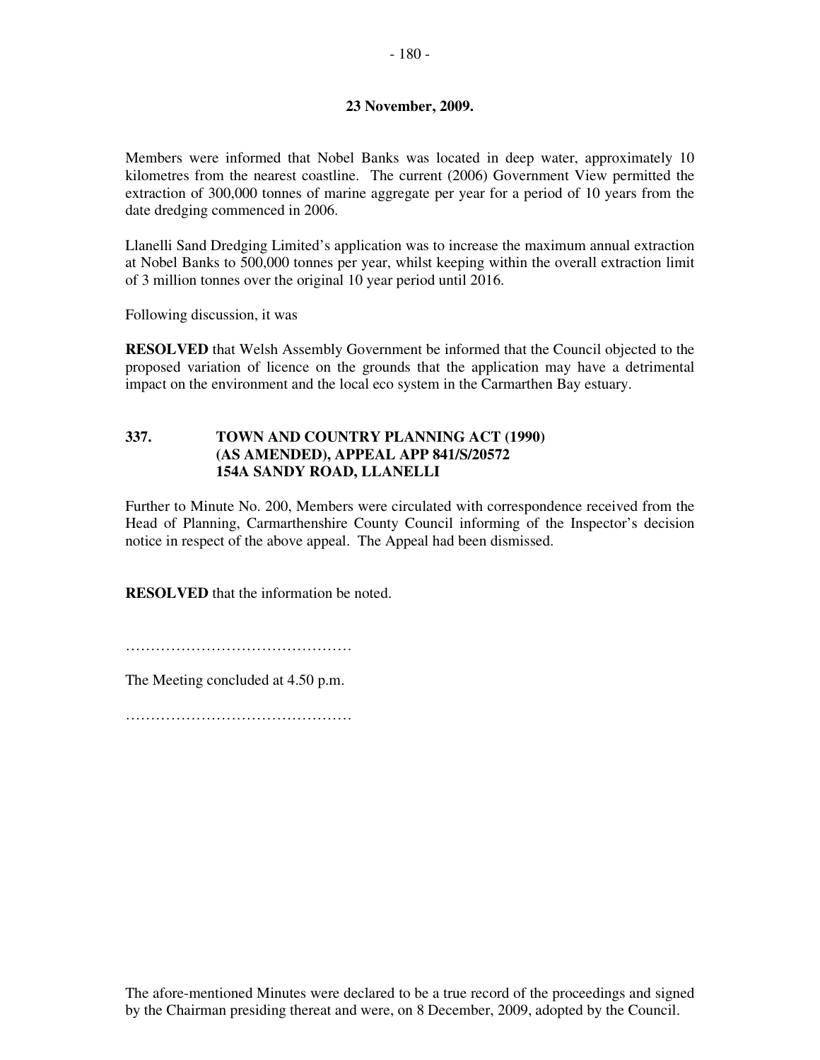**23 November, 2009.**

Members were informed that Nobel Banks was located in deep water, approximately 10 kilometres from the nearest coastline. The current (2006) Government View permitted the extraction of 300,000 tonnes of marine aggregate per year for a period of 10 years from the date dredging commenced in 2006.

Llanelli Sand Dredging Limited's application was to increase the maximum annual extraction at Nobel Banks to 500,000 tonnes per year, whilst keeping within the overall extraction limit of 3 million tonnes over the original 10 year period until 2016.

Following discussion, it was

**RESOLVED** that Welsh Assembly Government be informed that the Council objected to the proposed variation of licence on the grounds that the application may have a detrimental impact on the environment and the local eco system in the Carmarthen Bay estuary.

## 337. TOWN AND COUNTRY PLANNING ACT (1990) (AS AMENDED), APPEAL APP 841/S/20572 154A SANDY ROAD, LLANELLI

Further to Minute No. 200, Members were circulated with correspondence received from the Head of Planning, Carmarthenshire County Council informing of the Inspector's decision notice in respect of the above appeal. The Appeal had been dismissed.

**RESOLVED** that the information be noted.

………………………………………

The Meeting concluded at 4.50 p.m.

………………………………………

The afore-mentioned Minutes were declared to be a true record of the proceedings and signed by the Chairman presiding thereat and were, on 8 December, 2009, adopted by the Council.